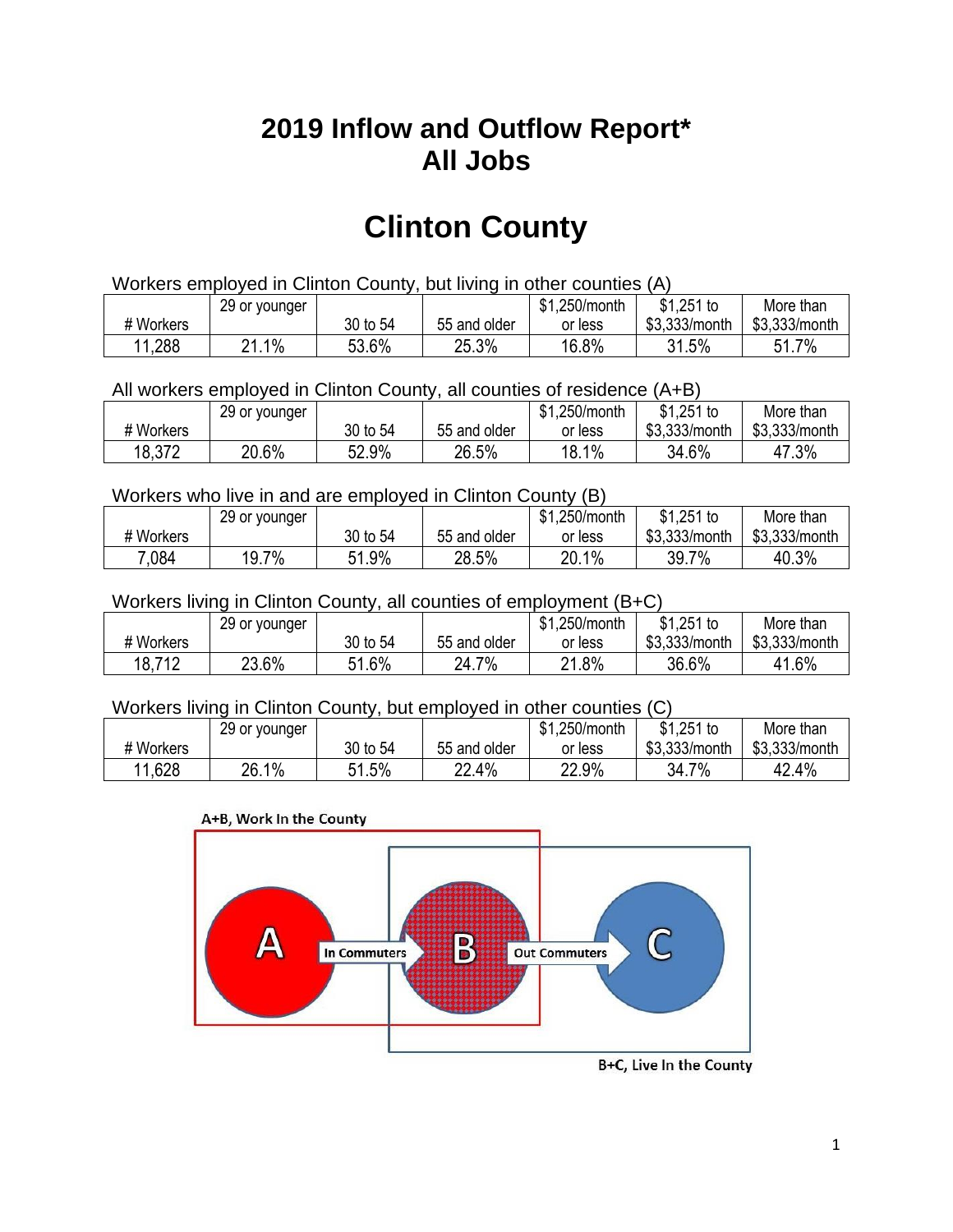# 2019 Inflow and Outflow Report*
# All Jobs

# Clinton County

Workers employed in Clinton County, but living in other counties (A)

| # Workers | 29 or younger | 30 to 54 | 55 and older | $1,250/month or less | $1,251 to $3,333/month | More than $3,333/month |
|---|---|---|---|---|---|---|
| 11,288 | 21.1% | 53.6% | 25.3% | 16.8% | 31.5% | 51.7% |

All workers employed in Clinton County, all counties of residence (A+B)

| # Workers | 29 or younger | 30 to 54 | 55 and older | $1,250/month or less | $1,251 to $3,333/month | More than $3,333/month |
|---|---|---|---|---|---|---|
| 18,372 | 20.6% | 52.9% | 26.5% | 18.1% | 34.6% | 47.3% |

Workers who live in and are employed in Clinton County (B)

| # Workers | 29 or younger | 30 to 54 | 55 and older | $1,250/month or less | $1,251 to $3,333/month | More than $3,333/month |
|---|---|---|---|---|---|---|
| 7,084 | 19.7% | 51.9% | 28.5% | 20.1% | 39.7% | 40.3% |

Workers living in Clinton County, all counties of employment (B+C)

| # Workers | 29 or younger | 30 to 54 | 55 and older | $1,250/month or less | $1,251 to $3,333/month | More than $3,333/month |
|---|---|---|---|---|---|---|
| 18,712 | 23.6% | 51.6% | 24.7% | 21.8% | 36.6% | 41.6% |

Workers living in Clinton County, but employed in other counties (C)

| # Workers | 29 or younger | 30 to 54 | 55 and older | $1,250/month or less | $1,251 to $3,333/month | More than $3,333/month |
|---|---|---|---|---|---|---|
| 11,628 | 26.1% | 51.5% | 22.4% | 22.9% | 34.7% | 42.4% |

A+B, Work In the County

A → In Commuters → B → Out Commuters → C

B+C, Live In the County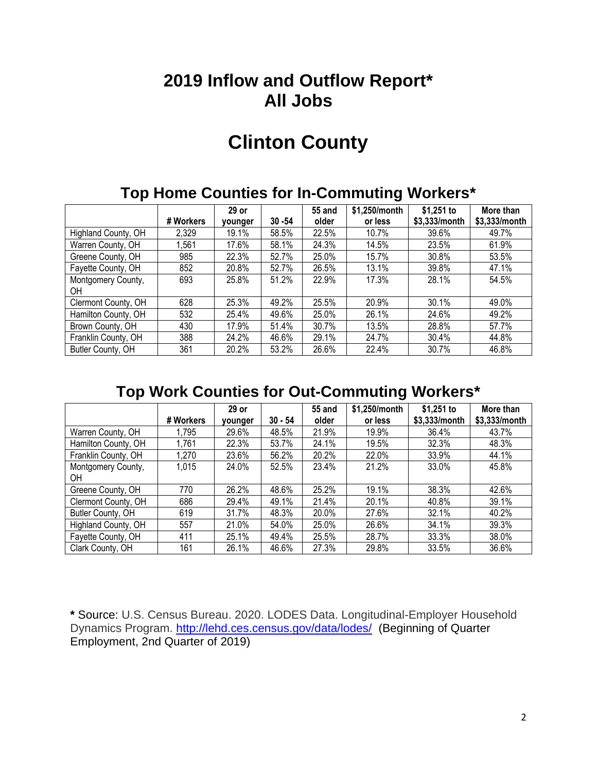# 2019 Inflow and Outflow Report*
# All Jobs

# Clinton County

## Top Home Counties for In-Commuting Workers*

| | # Workers | 29 or younger | 30 -54 | 55 and older | $1,250/month or less | $1,251 to $3,333/month | More than $3,333/month |
|---|---|---|---|---|---|---|---|
| Highland County, OH | 2,329 | 19.1% | 58.5% | 22.5% | 10.7% | 39.6% | 49.7% |
| Warren County, OH | 1,561 | 17.6% | 58.1% | 24.3% | 14.5% | 23.5% | 61.9% |
| Greene County, OH | 985 | 22.3% | 52.7% | 25.0% | 15.7% | 30.8% | 53.5% |
| Fayette County, OH | 852 | 20.8% | 52.7% | 26.5% | 13.1% | 39.8% | 47.1% |
| Montgomery County, OH | 693 | 25.8% | 51.2% | 22.9% | 17.3% | 28.1% | 54.5% |
| Clermont County, OH | 628 | 25.3% | 49.2% | 25.5% | 20.9% | 30.1% | 49.0% |
| Hamilton County, OH | 532 | 25.4% | 49.6% | 25.0% | 26.1% | 24.6% | 49.2% |
| Brown County, OH | 430 | 17.9% | 51.4% | 30.7% | 13.5% | 28.8% | 57.7% |
| Franklin County, OH | 388 | 24.2% | 46.6% | 29.1% | 24.7% | 30.4% | 44.8% |
| Butler County, OH | 361 | 20.2% | 53.2% | 26.6% | 22.4% | 30.7% | 46.8% |

## Top Work Counties for Out-Commuting Workers*

| | # Workers | 29 or younger | 30 - 54 | 55 and older | $1,250/month or less | $1,251 to $3,333/month | More than $3,333/month |
|---|---|---|---|---|---|---|---|
| Warren County, OH | 1,795 | 29.6% | 48.5% | 21.9% | 19.9% | 36.4% | 43.7% |
| Hamilton County, OH | 1,761 | 22.3% | 53.7% | 24.1% | 19.5% | 32.3% | 48.3% |
| Franklin County, OH | 1,270 | 23.6% | 56.2% | 20.2% | 22.0% | 33.9% | 44.1% |
| Montgomery County, OH | 1,015 | 24.0% | 52.5% | 23.4% | 21.2% | 33.0% | 45.8% |
| Greene County, OH | 770 | 26.2% | 48.6% | 25.2% | 19.1% | 38.3% | 42.6% |
| Clermont County, OH | 686 | 29.4% | 49.1% | 21.4% | 20.1% | 40.8% | 39.1% |
| Butler County, OH | 619 | 31.7% | 48.3% | 20.0% | 27.6% | 32.1% | 40.2% |
| Highland County, OH | 557 | 21.0% | 54.0% | 25.0% | 26.6% | 34.1% | 39.3% |
| Fayette County, OH | 411 | 25.1% | 49.4% | 25.5% | 28.7% | 33.3% | 38.0% |
| Clark County, OH | 161 | 26.1% | 46.6% | 27.3% | 29.8% | 33.5% | 36.6% |

**\*** Source: U.S. Census Bureau. 2020. LODES Data. Longitudinal-Employer Household Dynamics Program. [http://lehd.ces.census.gov/data/lodes/](http://lehd.ces.census.gov/data/lodes/) (Beginning of Quarter Employment, 2nd Quarter of 2019)